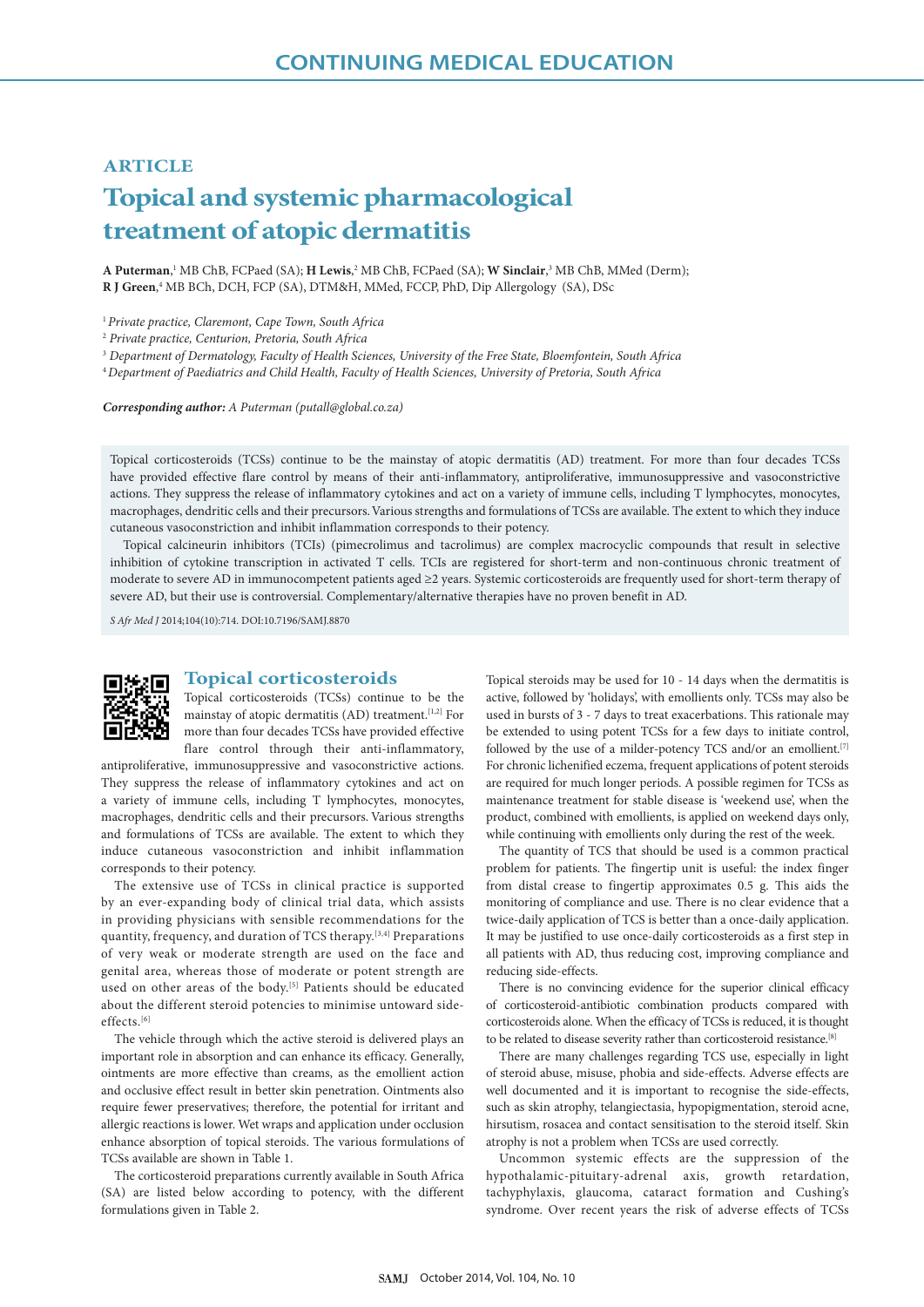# CONTINUING MEDICAL EDUCATION

## ARTICLE

# Topical and systemic pharmacological treatment of atopic dermatitis

**A Puterman**,[1] MB ChB, FCPaed (SA); **H Lewis**,[2] MB ChB, FCPaed (SA); **W Sinclair**,[3] MB ChB, MMed (Derm); **R J Green**,[4] MB BCh, DCH, FCP (SA), DTM&H, MMed, FCCP, PhD, Dip Allergology (SA), DSc

[1] *Private practice, Claremont, Cape Town, South Africa*
[2] *Private practice, Centurion, Pretoria, South Africa*
[3] *Department of Dermatology, Faculty of Health Sciences, University of the Free State, Bloemfontein, South Africa*
[4] *Department of Paediatrics and Child Health, Faculty of Health Sciences, University of Pretoria, South Africa*

***Corresponding author:*** *A Puterman (putall@global.co.za)*

Topical corticosteroids (TCSs) continue to be the mainstay of atopic dermatitis (AD) treatment. For more than four decades TCSs have provided effective flare control by means of their anti-inflammatory, antiproliferative, immunosuppressive and vasoconstrictive actions. They suppress the release of inflammatory cytokines and act on a variety of immune cells, including T lymphocytes, monocytes, macrophages, dendritic cells and their precursors. Various strengths and formulations of TCSs are available. The extent to which they induce cutaneous vasoconstriction and inhibit inflammation corresponds to their potency.

Topical calcineurin inhibitors (TCIs) (pimecrolimus and tacrolimus) are complex macrocyclic compounds that result in selective inhibition of cytokine transcription in activated T cells. TCIs are registered for short-term and non-continuous chronic treatment of moderate to severe AD in immunocompetent patients aged ≥2 years. Systemic corticosteroids are frequently used for short-term therapy of severe AD, but their use is controversial. Complementary/alternative therapies have no proven benefit in AD.

*S Afr Med J* 2014;104(10):714. DOI:10.7196/SAMJ.8870

## Topical corticosteroids

Topical corticosteroids (TCSs) continue to be the mainstay of atopic dermatitis (AD) treatment.[1,2] For more than four decades TCSs have provided effective flare control through their anti-inflammatory, antiproliferative, immunosuppressive and vasoconstrictive actions. They suppress the release of inflammatory cytokines and act on a variety of immune cells, including T lymphocytes, monocytes, macrophages, dendritic cells and their precursors. Various strengths and formulations of TCSs are available. The extent to which they induce cutaneous vasoconstriction and inhibit inflammation corresponds to their potency.

The extensive use of TCSs in clinical practice is supported by an ever-expanding body of clinical trial data, which assists in providing physicians with sensible recommendations for the quantity, frequency, and duration of TCS therapy.[3,4] Preparations of very weak or moderate strength are used on the face and genital area, whereas those of moderate or potent strength are used on other areas of the body.[5] Patients should be educated about the different steroid potencies to minimise untoward side-effects.[6]

The vehicle through which the active steroid is delivered plays an important role in absorption and can enhance its efficacy. Generally, ointments are more effective than creams, as the emollient action and occlusive effect result in better skin penetration. Ointments also require fewer preservatives; therefore, the potential for irritant and allergic reactions is lower. Wet wraps and application under occlusion enhance absorption of topical steroids. The various formulations of TCSs available are shown in Table 1.

The corticosteroid preparations currently available in South Africa (SA) are listed below according to potency, with the different formulations given in Table 2.

Topical steroids may be used for 10 - 14 days when the dermatitis is active, followed by 'holidays', with emollients only. TCSs may also be used in bursts of 3 - 7 days to treat exacerbations. This rationale may be extended to using potent TCSs for a few days to initiate control, followed by the use of a milder-potency TCS and/or an emollient.[7] For chronic lichenified eczema, frequent applications of potent steroids are required for much longer periods. A possible regimen for TCSs as maintenance treatment for stable disease is 'weekend use', when the product, combined with emollients, is applied on weekend days only, while continuing with emollients only during the rest of the week.

The quantity of TCS that should be used is a common practical problem for patients. The fingertip unit is useful: the index finger from distal crease to fingertip approximates 0.5 g. This aids the monitoring of compliance and use. There is no clear evidence that a twice-daily application of TCS is better than a once-daily application. It may be justified to use once-daily corticosteroids as a first step in all patients with AD, thus reducing cost, improving compliance and reducing side-effects.

There is no convincing evidence for the superior clinical efficacy of corticosteroid-antibiotic combination products compared with corticosteroids alone. When the efficacy of TCSs is reduced, it is thought to be related to disease severity rather than corticosteroid resistance.[8]

There are many challenges regarding TCS use, especially in light of steroid abuse, misuse, phobia and side-effects. Adverse effects are well documented and it is important to recognise the side-effects, such as skin atrophy, telangiectasia, hypopigmentation, steroid acne, hirsutism, rosacea and contact sensitisation to the steroid itself. Skin atrophy is not a problem when TCSs are used correctly.

Uncommon systemic effects are the suppression of the hypothalamic-pituitary-adrenal axis, growth retardation, tachyphylaxis, glaucoma, cataract formation and Cushing's syndrome. Over recent years the risk of adverse effects of TCSs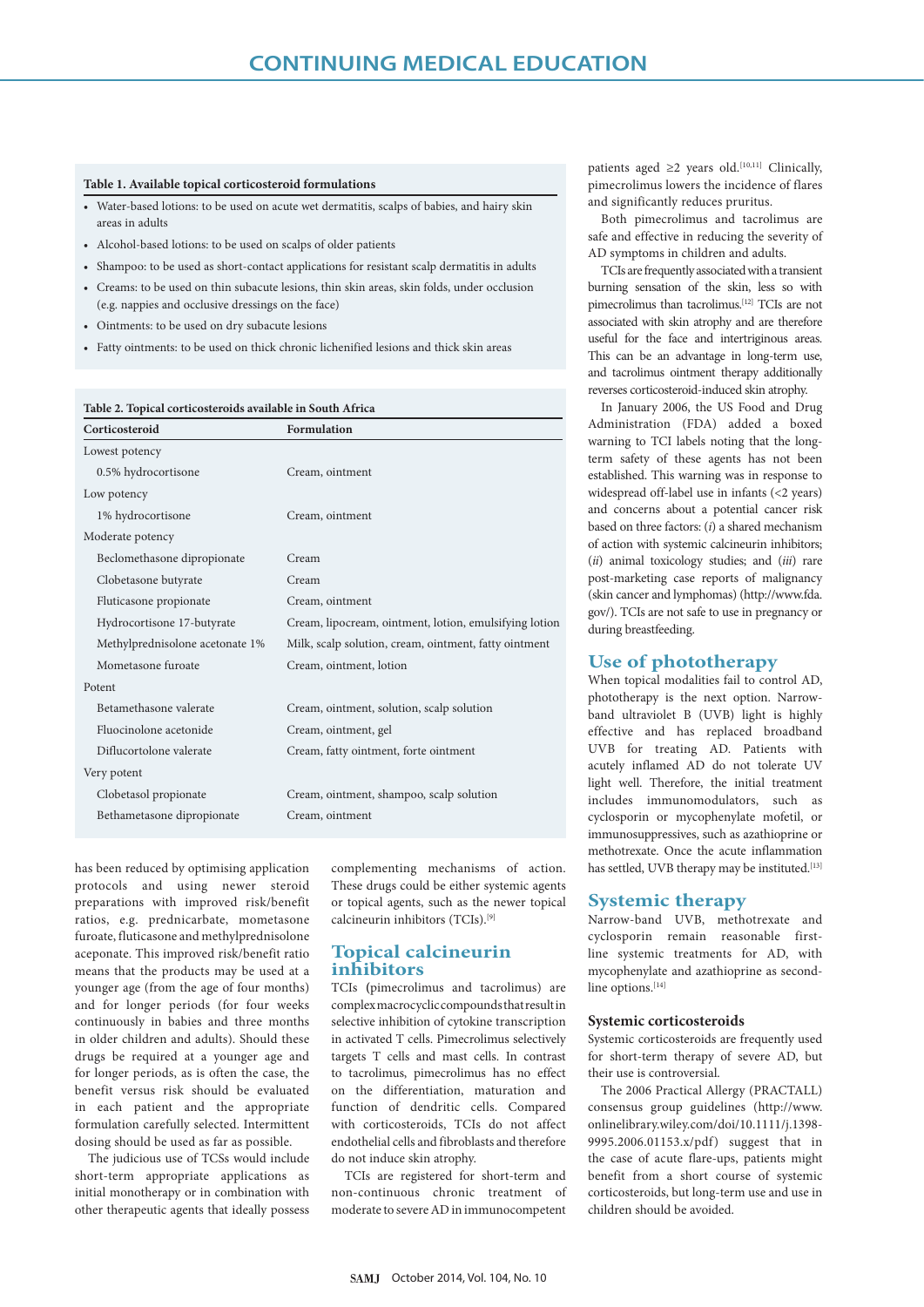**Table 1. Available topical corticosteroid formulations**

- Water-based lotions: to be used on acute wet dermatitis, scalps of babies, and hairy skin areas in adults
- Alcohol-based lotions: to be used on scalps of older patients
- Shampoo: to be used as short-contact applications for resistant scalp dermatitis in adults
- Creams: to be used on thin subacute lesions, thin skin areas, skin folds, under occlusion (e.g. nappies and occlusive dressings on the face)
- Ointments: to be used on dry subacute lesions
- Fatty ointments: to be used on thick chronic lichenified lesions and thick skin areas

**Table 2. Topical corticosteroids available in South Africa**

| Corticosteroid | Formulation |
|---|---|
| Lowest potency | |
| 0.5% hydrocortisone | Cream, ointment |
| Low potency | |
| 1% hydrocortisone | Cream, ointment |
| Moderate potency | |
| Beclomethasone dipropionate | Cream |
| Clobetasone butyrate | Cream |
| Fluticasone propionate | Cream, ointment |
| Hydrocortisone 17-butyrate | Cream, lipocream, ointment, lotion, emulsifying lotion |
| Methylprednisolone acetonate 1% | Milk, scalp solution, cream, ointment, fatty ointment |
| Mometasone furoate | Cream, ointment, lotion |
| Potent | |
| Betamethasone valerate | Cream, ointment, solution, scalp solution |
| Fluocinolone acetonide | Cream, ointment, gel |
| Diflucortolone valerate | Cream, fatty ointment, forte ointment |
| Very potent | |
| Clobetasol propionate | Cream, ointment, shampoo, scalp solution |
| Bethametasone dipropionate | Cream, ointment |

has been reduced by optimising application protocols and using newer steroid preparations with improved risk/benefit ratios, e.g. prednicarbate, mometasone furoate, fluticasone and methylprednisolone aceponate. This improved risk/benefit ratio means that the products may be used at a younger age (from the age of four months) and for longer periods (for four weeks continuously in babies and three months in older children and adults). Should these drugs be required at a younger age and for longer periods, as is often the case, the benefit versus risk should be evaluated in each patient and the appropriate formulation carefully selected. Intermittent dosing should be used as far as possible.

The judicious use of TCSs would include short-term appropriate applications as initial monotherapy or in combination with other therapeutic agents that ideally possess complementing mechanisms of action. These drugs could be either systemic agents or topical agents, such as the newer topical calcineurin inhibitors (TCIs).[9]

## Topical calcineurin inhibitors

TCIs (pimecrolimus and tacrolimus) are complex macrocyclic compounds that result in selective inhibition of cytokine transcription in activated T cells. Pimecrolimus selectively targets T cells and mast cells. In contrast to tacrolimus, pimecrolimus has no effect on the differentiation, maturation and function of dendritic cells. Compared with corticosteroids, TCIs do not affect endothelial cells and fibroblasts and therefore do not induce skin atrophy.

TCIs are registered for short-term and non-continuous chronic treatment of moderate to severe AD in immunocompetent patients aged ≥2 years old.[10,11] Clinically, pimecrolimus lowers the incidence of flares and significantly reduces pruritus.

Both pimecrolimus and tacrolimus are safe and effective in reducing the severity of AD symptoms in children and adults.

TCIs are frequently associated with a transient burning sensation of the skin, less so with pimecrolimus than tacrolimus.[12] TCIs are not associated with skin atrophy and are therefore useful for the face and intertriginous areas. This can be an advantage in long-term use, and tacrolimus ointment therapy additionally reverses corticosteroid-induced skin atrophy.

In January 2006, the US Food and Drug Administration (FDA) added a boxed warning to TCI labels noting that the long-term safety of these agents has not been established. This warning was in response to widespread off-label use in infants (<2 years) and concerns about a potential cancer risk based on three factors: (*i*) a shared mechanism of action with systemic calcineurin inhibitors; (*ii*) animal toxicology studies; and (*iii*) rare post-marketing case reports of malignancy (skin cancer and lymphomas) (http://www.fda.gov/). TCIs are not safe to use in pregnancy or during breastfeeding.

## Use of phototherapy

When topical modalities fail to control AD, phototherapy is the next option. Narrow-band ultraviolet B (UVB) light is highly effective and has replaced broadband UVB for treating AD. Patients with acutely inflamed AD do not tolerate UV light well. Therefore, the initial treatment includes immunomodulators, such as cyclosporin or mycophenylate mofetil, or immunosuppressives, such as azathioprine or methotrexate. Once the acute inflammation has settled, UVB therapy may be instituted.[13]

## Systemic therapy

Narrow-band UVB, methotrexate and cyclosporin remain reasonable first-line systemic treatments for AD, with mycophenylate and azathioprine as second-line options.[14]

### Systemic corticosteroids

Systemic corticosteroids are frequently used for short-term therapy of severe AD, but their use is controversial.

The 2006 Practical Allergy (PRACTALL) consensus group guidelines (http://www.onlinelibrary.wiley.com/doi/10.1111/j.1398-9995.2006.01153.x/pdf) suggest that in the case of acute flare-ups, patients might benefit from a short course of systemic corticosteroids, but long-term use and use in children should be avoided.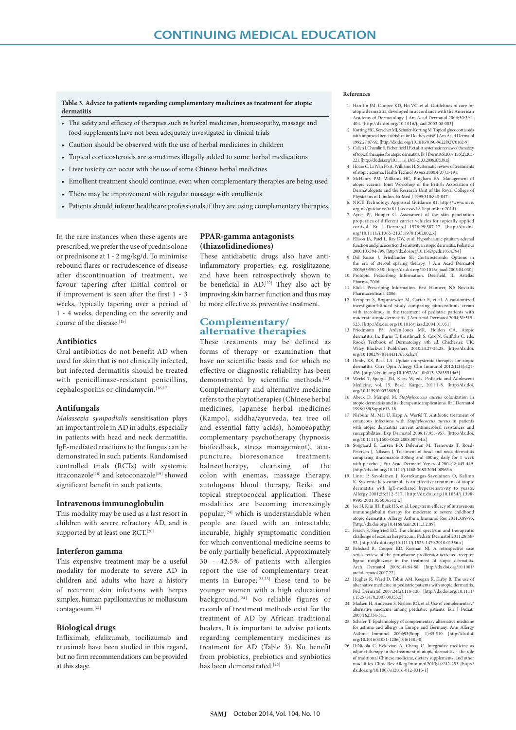**Table 3. Advice to patients regarding complementary medicines as treatment for atopic dermatitis**

- The safety and efficacy of therapies such as herbal medicines, homoeopathy, massage and food supplements have not been adequately investigated in clinical trials
- Caution should be observed with the use of herbal medicines in children
- Topical corticosteroids are sometimes illegally added to some herbal medications
- Liver toxicity can occur with the use of some Chinese herbal medicines
- Emollient treatment should continue, even when complementary therapies are being used
- There may be improvement with regular massage with emollients
- Patients should inform healthcare professionals if they are using complementary therapies

In the rare instances when these agents are prescribed, we prefer the use of prednisolone or prednisone at 1 - 2 mg/kg/d. To minimise rebound flares or recrudescence of disease after discontinuation of treatment, we favour tapering after initial control or if improvement is seen after the first 1 - 3 weeks, typically tapering over a period of 1 - 4 weeks, depending on the severity and course of the disease.[15]

### Antibiotics

Oral antibiotics do not benefit AD when used for skin that is not clinically infected, but infected dermatitis should be treated with penicillinase-resistant penicillins, cephalosporins or clindamycin.[16,17]

### Antifungals

*Malassezia sympodialis* sensitisation plays an important role in AD in adults, especially in patients with head and neck dermatitis. IgE-mediated reactions to the fungus can be demonstrated in such patients. Randomised controlled trials (RCTs) with systemic itraconazole[18] and ketoconazole[19] showed significant benefit in such patients.

### Intravenous immunoglobulin

This modality may be used as a last resort in children with severe refractory AD, and is supported by at least one RCT.[20]

### Interferon gamma

This expensive treatment may be a useful modality for moderate to severe AD in children and adults who have a history of recurrent skin infections with herpes simplex, human papillomavirus or molluscum contagiosum.[21]

### Biological drugs

Infliximab, efalizumab, tocilizumab and rituximab have been studied in this regard, but no firm recommendations can be provided at this stage.

### PPAR-gamma antagonists (thiazolidinediones)

These antidiabetic drugs also have anti-inflammatory properties, e.g. rosiglitazone, and have been retrospectively shown to be beneficial in AD.[22] They also act by improving skin barrier function and thus may be more effective as preventive treatment.

## Complementary/alternative therapies

These treatments may be defined as forms of therapy or examination that have no scientific basis and for which no effective or diagnostic reliability has been demonstrated by scientific methods.[23] Complementary and alternative medicine refers to the phytotherapies (Chinese herbal medicines, Japanese herbal medicines (Kampo), siddha/ayurveda, tea tree oil and essential fatty acids), homoeopathy, complementary psychotherapy (hypnosis, biofeedback, stress management), acupuncture, bioresonance treatment, balneotherapy, cleansing of the colon with enemas, massage therapy, autologous blood therapy, Reiki and topical streptococcal application. These modalities are becoming increasingly popular,[24] which is understandable when people are faced with an intractable, incurable, highly symptomatic condition for which conventional medicine seems to be only partially beneficial. Approximately 30 - 42.5% of patients with allergies report the use of complementary treatments in Europe;[23,25] these tend to be younger women with a high educational background.[24] No reliable figures or records of treatment methods exist for the treatment of AD by African traditional healers. It is important to advise patients regarding complementary medicines as treatment for AD (Table 3). No benefit from probiotics, prebiotics and synbiotics has been demonstrated.[26]

### References

1. Hanifin JM, Cooper KD, Ho VC, et al. Guidelines of care for atopic dermatitis, developed in accordance with the American Academy of Dermatology. J Am Acad Dermatol 2004;50:391-404. [http://dx.doi.org/10.1016/j.jaad.2003.08.003]
2. Korting HC, Kerscher MJ, Schafer-Korting M. Topical glucocorticoids with improved benefit/risk ratio: Do they exist? J Am Acad Dermatol 1992;27:87-92. [http://dx.doi.org/10.1016/0190-9622(92)70162-9]
3. Callen J, Chamlin S, Eichenfield LF, et al. A systematic review of the safety of topical therapies for atopic dermatitis. Br J Dermatol 2007;156(2):203-221. [http://dx.doi.org/10.1111/j.1365-2133.2006.07538.x]
4. Hoare C, Li Wan Po A, Williams H. Systematic review of treatments of atopic eczema. Health Technol Assess 2000;4(37):1-191.
5. McHenry PM, Williams HC, Bingham EA. Management of atopic eczema: Joint Workshop of the British Association of Dermatologists and the Research Unit of the Royal College of Physicians of London. Br Med J 1995;310:843-847.
6. NICE Technology Appraisal Guidance 81. http://www.nice.org.uk/guidance/ta81 (accessed 8 September 2014).
7. Ayres PJ, Hooper G. Assessment of the skin penetration properties of different carrier vehicles for topically applied cortisol. Br J Dermatol 1978;99:307-17. [http://dx.doi.org/10.1111/j.1365-2133.1978.tb02002.x]
8. Ellison JA, Patel L, Ray DW, et al. Hypothalamic-pituitary-adrenal function and glucocorticoid sensitivity in atopic dermatitis. Pediatrics 2000;105:794-799. [http://dx.doi.org/10.1542/peds.105.4.794]
9. Del Rosso J, Friedlander SF. Corticosteroids: Options in the era of steroid sparing therapy. J Am Acad Dermatol 2005;53:S50-S58. [http://dx.doi.org/10.1016/j.jaad.2005.04.030]
10. Protopic. Prescribing Information. Deerfield, IL: Astellas Pharma, 2006.
11. Elidel. Prescribing Information. East Hanover, NJ: Novartis Pharmaceuticals, 2006.
12. Kempers S, Boguniewicz M, Carter E, et al. A randomized investigator-blinded study comparing pimecrolimus cream with tacrolimus in the treatment of pediatric patients with moderate atopic dermatitis. J Am Acad Dermatol 2004;51:515-525. [http://dx.doi.org/10.1016/j.jaad.2004.01.051]
13. Friedmann PS, Arden-Jones MR, Holden CA. Atopic dermatitis. In: Burns T, Breathnach S, Cox N, Griffiths C, eds. Rook's Textbook of Dermatology. 8th ed. Chichester, UK: Wiley Blackwell Publishers, 2010:24.27-24.28. [http://dx.doi.org/10.1002/9781444317633.ch24]
14. Denby KS, Beck LA. Update on systemic therapies for atopic dermatitis. Curr Opin Allergy Clin Immunol 2012;12(4):421-426. [http://dx.doi.org/10.1097/ACI.0b013e3283551da5]
15. Werfel T, Spergel JM, Kiess W, eds. Pediatric and Adolescent Medicine, vol. 15. Basel: Karger, 2011:1-8. [http://dx.doi.org/10.1159/000328850]
16. Abeck D, Mempel M. *Staphylococcus aureus* colonization in atopic dermatitis and its therapeutic implications. Br J Dermatol 1998;139(Suppl):13-16.
17. Niebuhr M, Mai U, Kapp A, Werfel T. Antibiotic treatment of cutaneous infections with *Staphylococcus aureus* in patients with atopic dermatitis current antimicrobial resistances and susceptibilities. Exp Dermatol 2008;17:953-957. [http://dx.doi.org/10.1111/j.1600-0625.2008.00734.x]
18. Svejgaard E, Larsen PO, Deleuran M, Ternowitz T, Roed-Petersen J, Nilsson J. Treatment of head and neck dermatitis comparing itraconazole 200mg and 400mg daily for 1 week with placebo. J Eur Acad Dermatol Venereol 2004;18:445-449. [http://dx.doi.org/10.1111/j.1468-3083.2004.00963.x]
19. Lintu P, Savolainen J, Kortekangas-Savolainen O, Kalimo K. Systemic ketoconazole is an effective treatment of atopic dermatitis with IgE-mediated hypersensitivity to yeasts. Allergy 2001;56:512-517. [http://dx.doi.org/10.1034/j.1398-9995.2001.056006512.x]
20. Jee SJ, Kim JH, Baek HS, et al. Long-term efficacy of intravenous immunoglobulin therapy for moderate to severe childhood atopic dermatitis. Allergy Asthma Immunol Res 2011;3:89-95. [http://dx.doi.org/10.4168/aair.2011.3.2.89]
21. Frisch S, Siegfried EC. The clinical spectrum and therapeutic challenge of eczema herpeticum. Pediatr Dermatol 2011;28:46-52. [http://dx.doi.org/10.1111/j.1525-1470.2010.01356.x]
22. Behshad R, Cooper KD, Korman NJ. A retrospective case series review of the peroxisome proliferator-activated receptor ligand rosiglitazone in the treatment of atopic dermatitis. Arch Dermatol 2008;144:84-88. [http://dx.doi.org/10.1001/archdermatol.2007.22]
23. Hughes R, Ward D, Tobin AM, Keegan K, Kirby B. The use of alternative medicine in pediatric patients with atopic dermatitis. Ped Dermatol 2007;24(2):118-120. [http://dx.doi.org/10.1111/j.1525-1470.2007.00355.x]
24. Madsen H, Andersen S, Nielsen RG, et al. Use of complementary/alternative medicine among paediatric patients. Eur J Pediatr 2003;162:334-341.
25. Schafer T. Epidemiology of complementary alternative medicine for asthma and allergy in Europe and Germany. Ann Allergy Asthma Immunol 2004;93(Suppl 1):S5-S10. [http://dx.doi.org/10.1016/S1081-1206(10)61481-0]
26. DiNicola C, Kekevian A, Chang C. Integrative medicine as adjunct therapy in the treatment of atopic dermatitis – the role of traditional Chinese medicine, dietary supplements, and other modalities. Clinic Rev Allerg Immunol 2013;44:242-253. [http://dx.doi.org/10.1007/s12016-012-8315-1]